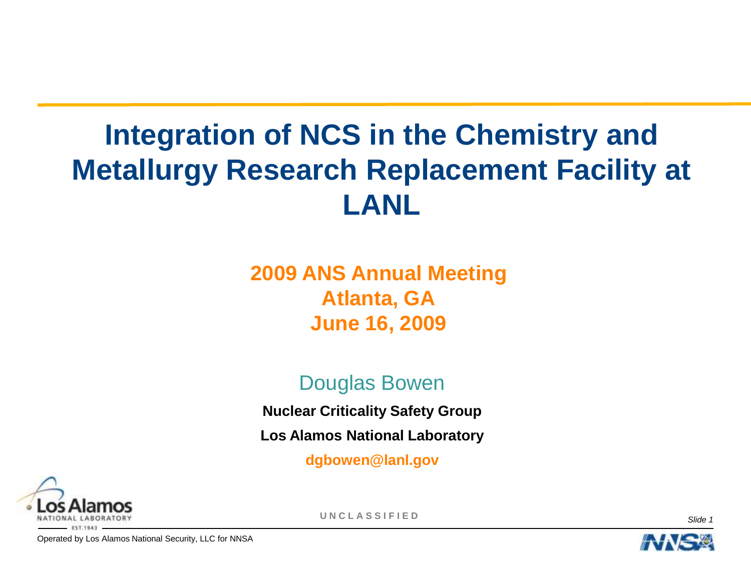# Integration of NCS in the Chemistry and Metallurgy Research Replacement Facility at LANL

**2009 ANS Annual Meeting**
**Atlanta, GA**
**June 16, 2009**

Douglas Bowen

**Nuclear Criticality Safety Group**

**Los Alamos National Laboratory**

**dgbowen@lanl.gov**

UNCLASSIFIED

Operated by Los Alamos National Security, LLC for NNSA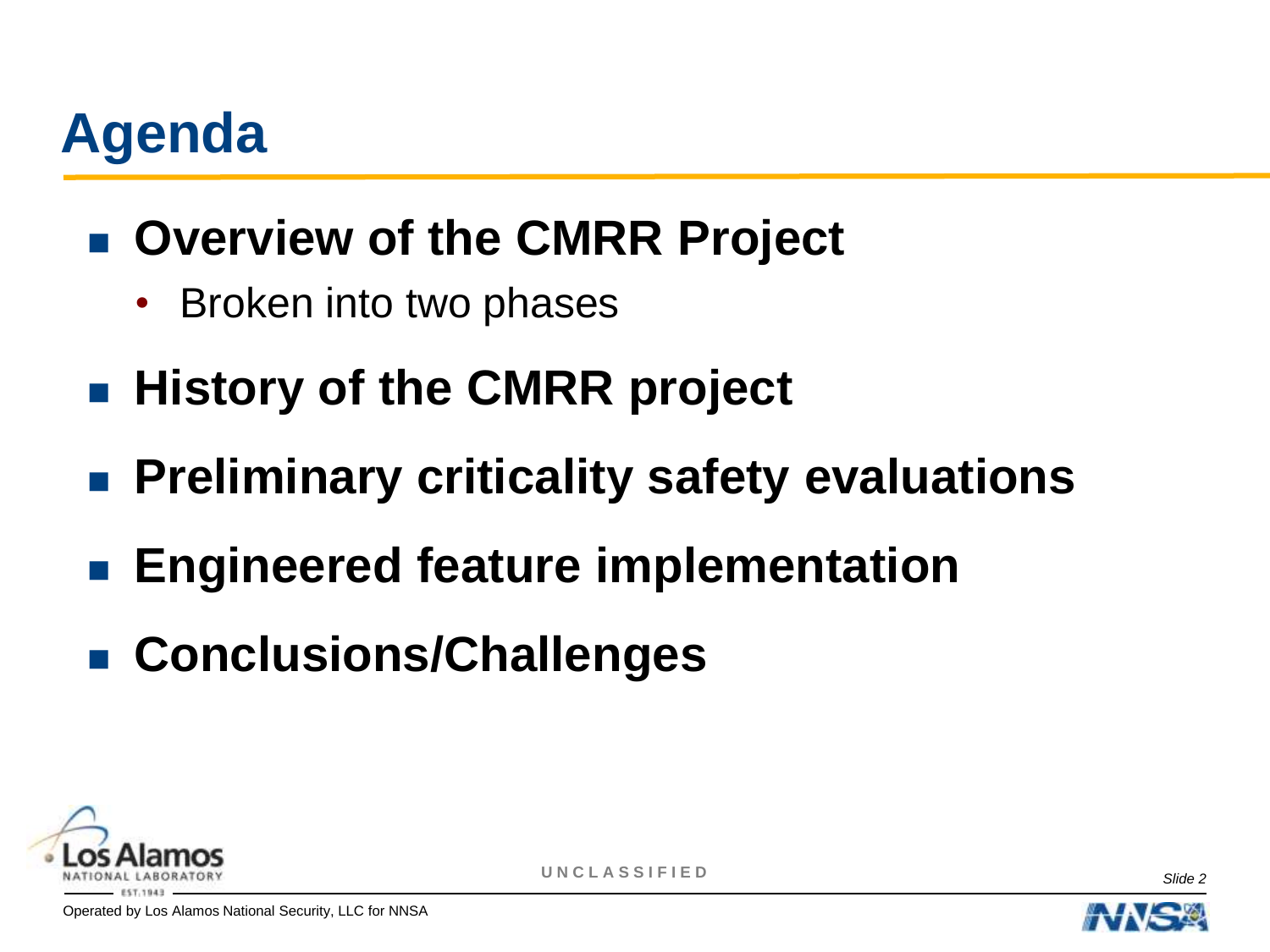# Agenda

- **Overview of the CMRR Project**
  - Broken into two phases
- **History of the CMRR project**
- **Preliminary criticality safety evaluations**
- **Engineered feature implementation**
- **Conclusions/Challenges**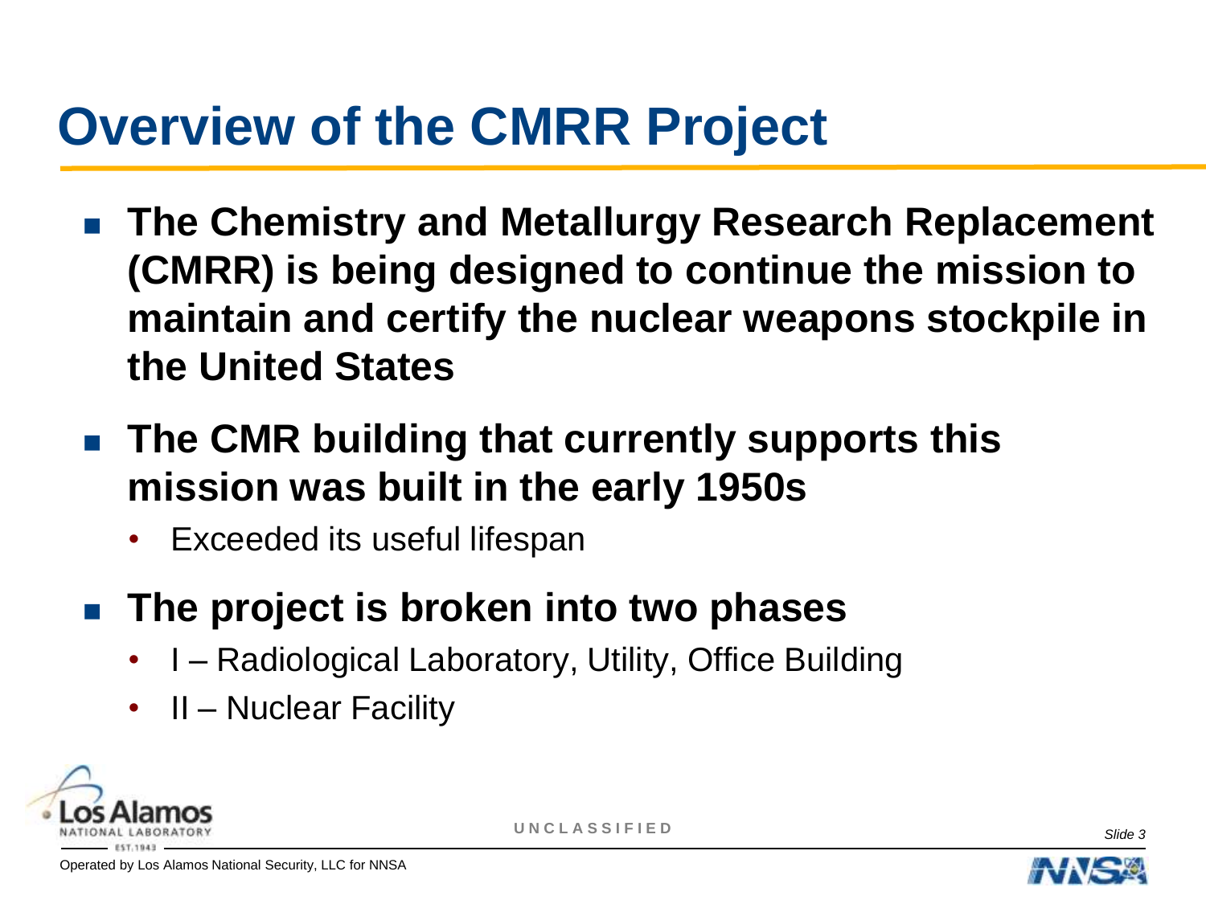# Overview of the CMRR Project

- **The Chemistry and Metallurgy Research Replacement (CMRR) is being designed to continue the mission to maintain and certify the nuclear weapons stockpile in the United States**
- **The CMR building that currently supports this mission was built in the early 1950s**
  - Exceeded its useful lifespan
- **The project is broken into two phases**
  - I – Radiological Laboratory, Utility, Office Building
  - II – Nuclear Facility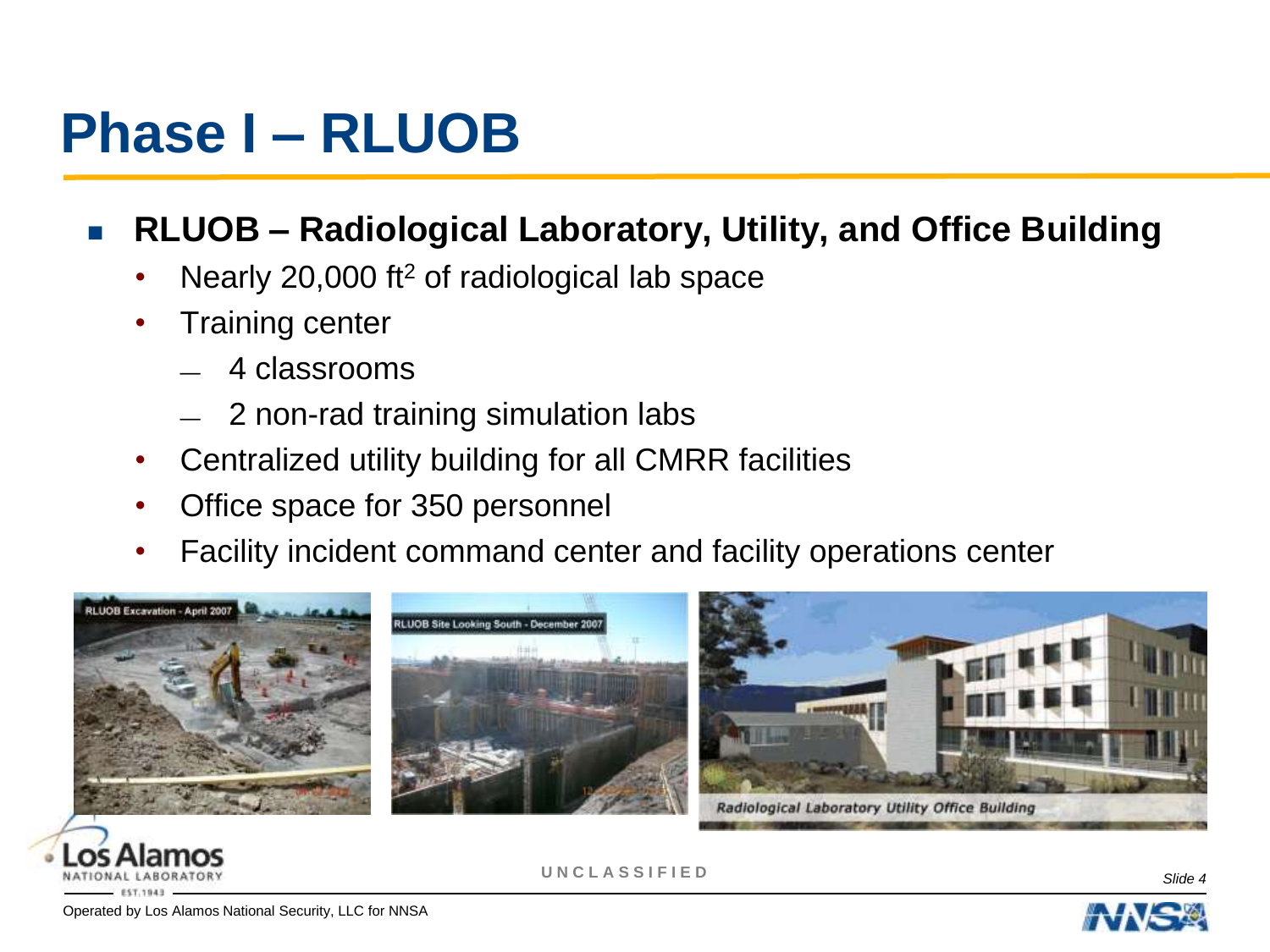# Phase I – RLUOB

- **RLUOB – Radiological Laboratory, Utility, and Office Building**
  - Nearly 20,000 ft$^2$ of radiological lab space
  - Training center
    - 4 classrooms
    - 2 non-rad training simulation labs
  - Centralized utility building for all CMRR facilities
  - Office space for 350 personnel
  - Facility incident command center and facility operations center

RLUOB Excavation - April 2007

RLUOB Site Looking South - December 2007

Radiological Laboratory Utility Office Building

UNCLASSIFIED

Operated by Los Alamos National Security, LLC for NNSA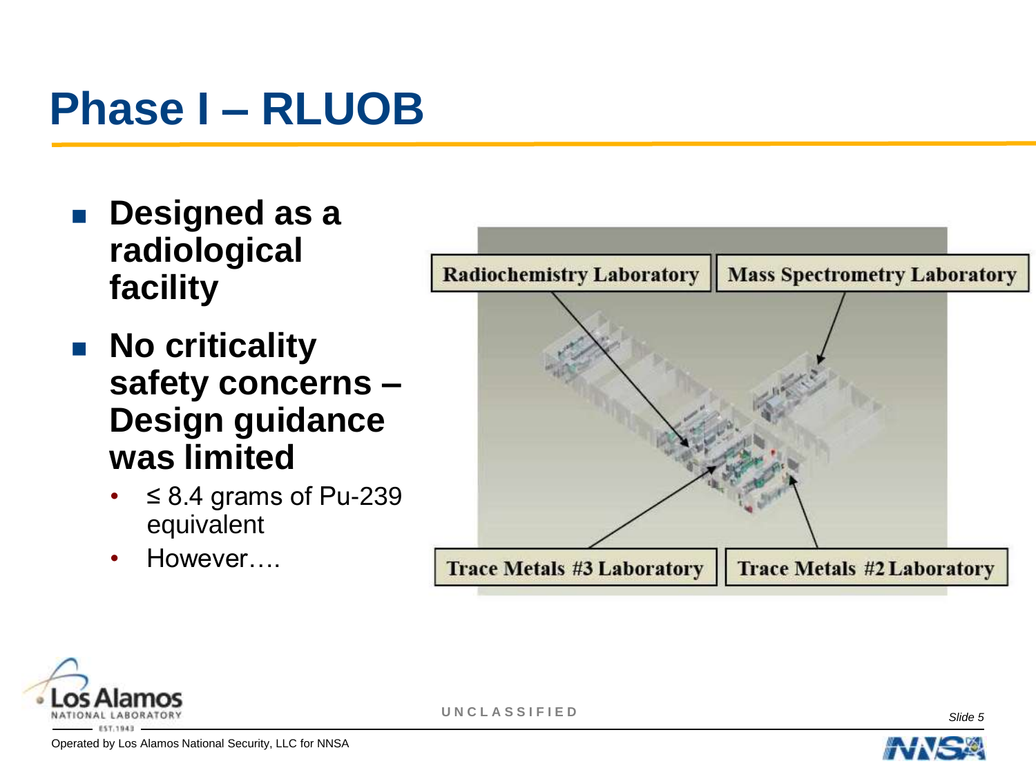# Phase I – RLUOB

- **Designed as a radiological facility**
- **No criticality safety concerns – Design guidance was limited**
  - ≤ 8.4 grams of Pu-239 equivalent
  - However….

Radiochemistry Laboratory

Mass Spectrometry Laboratory

Trace Metals #3 Laboratory

Trace Metals #2 Laboratory

UNCLASSIFIED

Operated by Los Alamos National Security, LLC for NNSA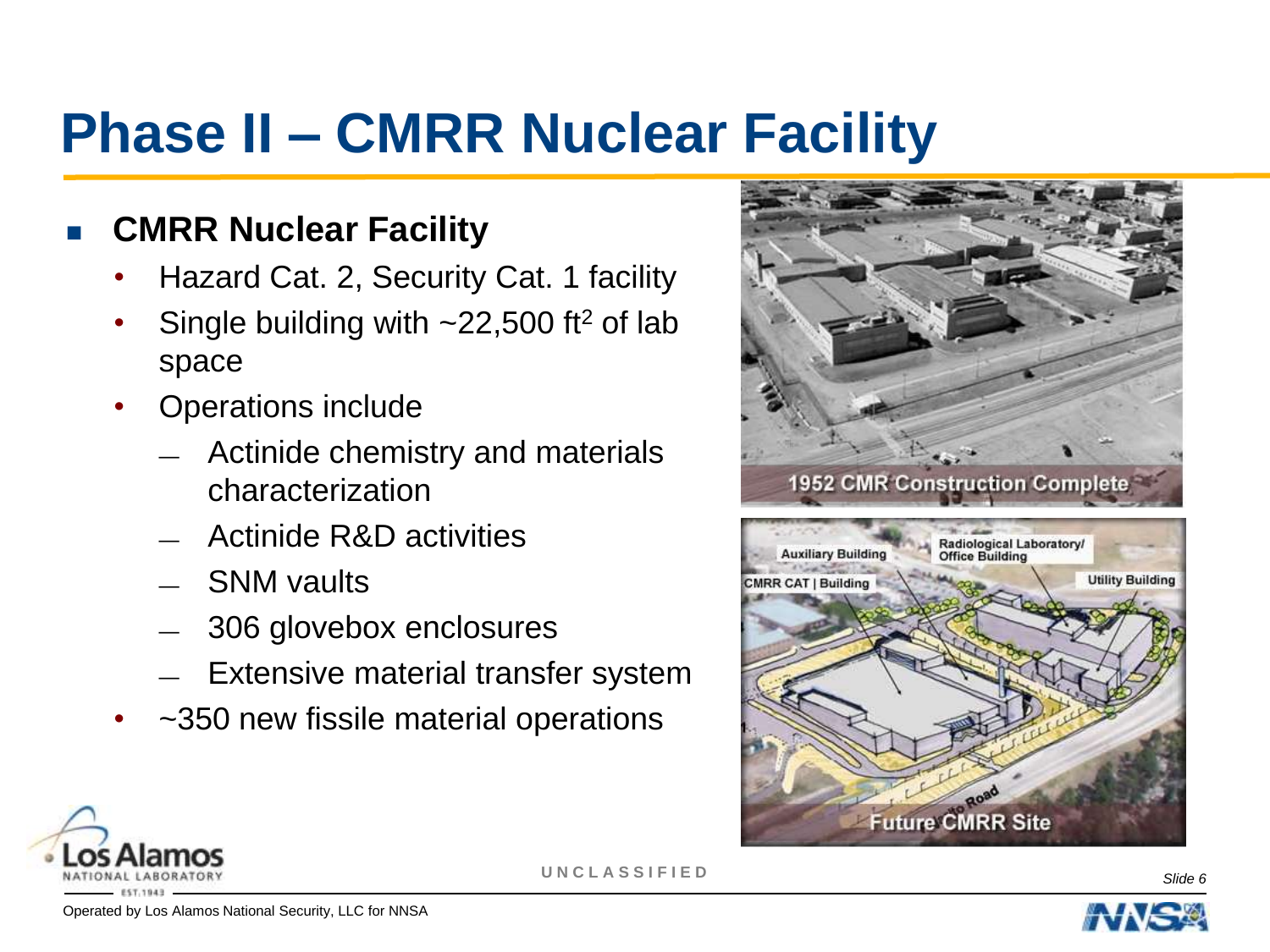# Phase II – CMRR Nuclear Facility

- **CMRR Nuclear Facility**
  - Hazard Cat. 2, Security Cat. 1 facility
  - Single building with ~22,500 ft$^2$ of lab space
  - Operations include
    - Actinide chemistry and materials characterization
    - Actinide R&D activities
    - SNM vaults
    - 306 glovebox enclosures
    - Extensive material transfer system
  - ~350 new fissile material operations

1952 CMR Construction Complete

Future CMRR Site

UNCLASSIFIED

Operated by Los Alamos National Security, LLC for NNSA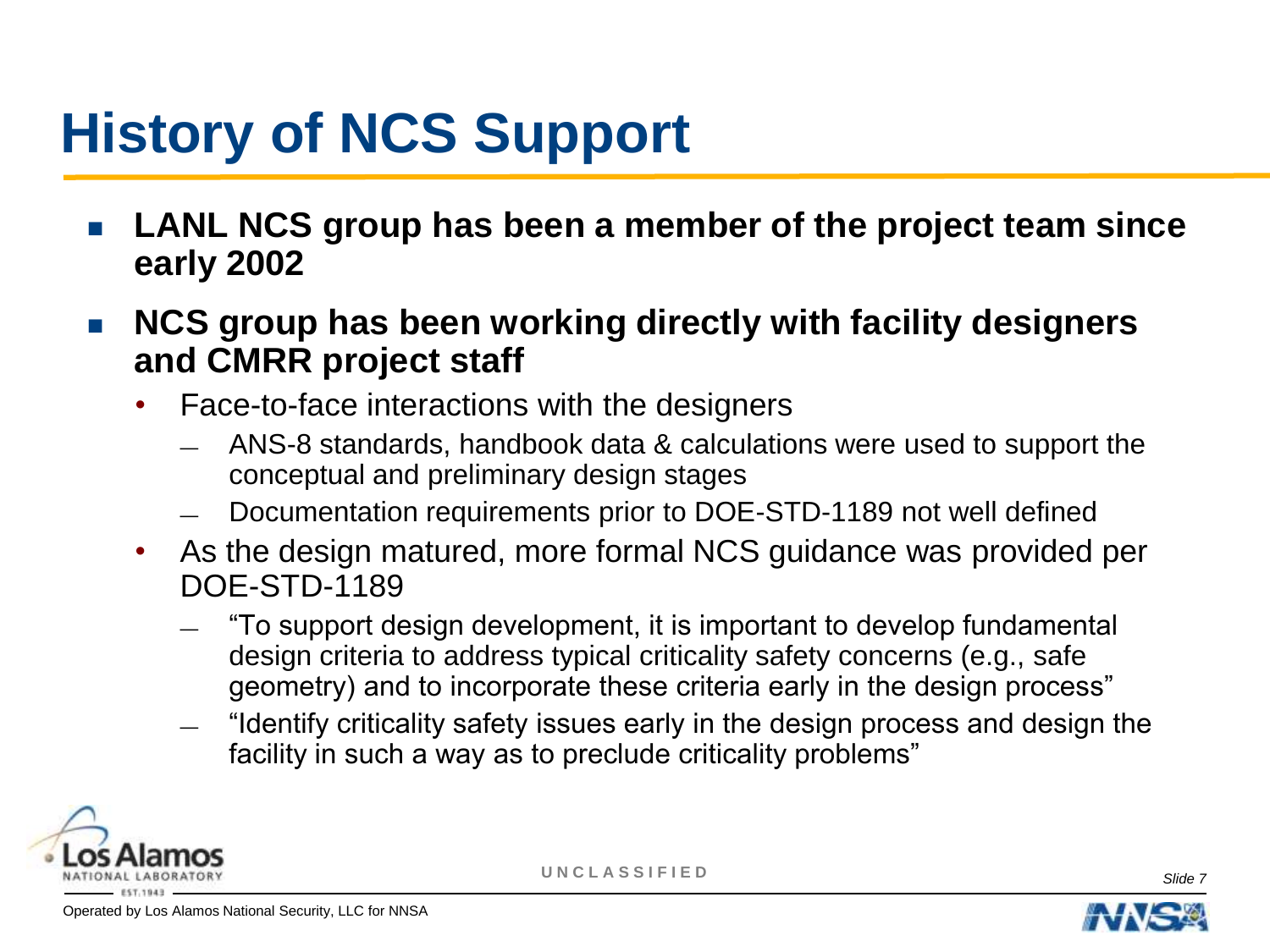# History of NCS Support

- **LANL NCS group has been a member of the project team since early 2002**
- **NCS group has been working directly with facility designers and CMRR project staff**
  - Face-to-face interactions with the designers
    - ANS-8 standards, handbook data & calculations were used to support the conceptual and preliminary design stages
    - Documentation requirements prior to DOE-STD-1189 not well defined
  - As the design matured, more formal NCS guidance was provided per DOE-STD-1189
    - "To support design development, it is important to develop fundamental design criteria to address typical criticality safety concerns (e.g., safe geometry) and to incorporate these criteria early in the design process"
    - "Identify criticality safety issues early in the design process and design the facility in such a way as to preclude criticality problems"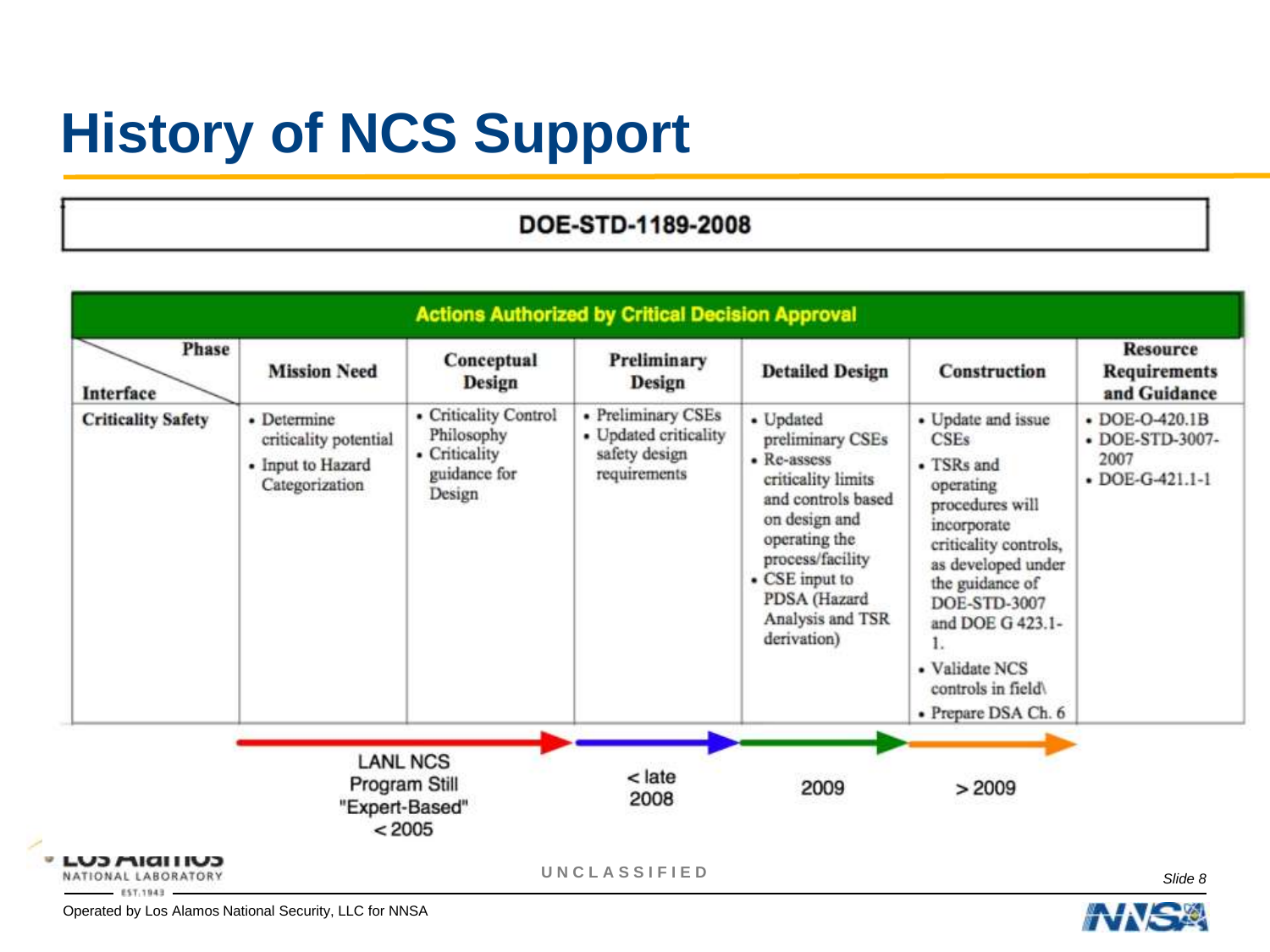# History of NCS Support

**DOE-STD-1189-2008**

| Actions Authorized by Critical Decision Approval | | | | | | |
|---|---|---|---|---|---|---|
| Phase / Interface | Mission Need | Conceptual Design | Preliminary Design | Detailed Design | Construction | Resource Requirements and Guidance |
| Criticality Safety | • Determine criticality potential<br>• Input to Hazard Categorization | • Criticality Control Philosophy<br>• Criticality guidance for Design | • Preliminary CSEs<br>• Updated criticality safety design requirements | • Updated preliminary CSEs<br>• Re-assess criticality limits and controls based on design and operating the process/facility<br>• CSE input to PDSA (Hazard Analysis and TSR derivation) | • Update and issue CSEs<br>• TSRs and operating procedures will incorporate criticality controls, as developed under the guidance of DOE-STD-3007 and DOE G 423.1-1.<br>• Validate NCS controls in field\<br>• Prepare DSA Ch. 6 | • DOE-O-420.1B<br>• DOE-STD-3007-2007<br>• DOE-G-421.1-1 |

LANL NCS Program Still "Expert-Based" < 2005 → < late 2008 → 2009 → > 2009

UNCLASSIFIED

Operated by Los Alamos National Security, LLC for NNSA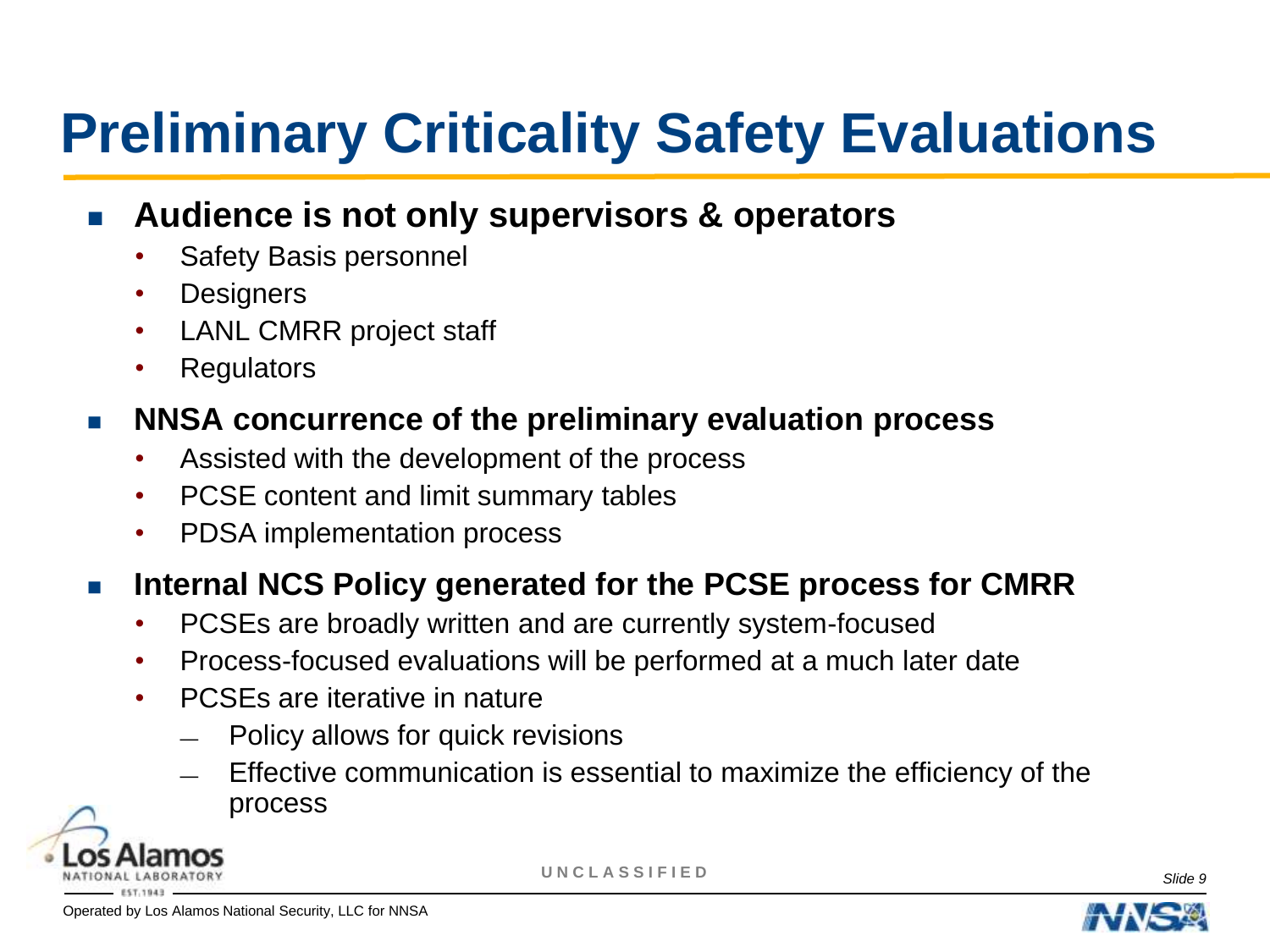# Preliminary Criticality Safety Evaluations

- **Audience is not only supervisors & operators**
  - Safety Basis personnel
  - Designers
  - LANL CMRR project staff
  - Regulators
- **NNSA concurrence of the preliminary evaluation process**
  - Assisted with the development of the process
  - PCSE content and limit summary tables
  - PDSA implementation process
- **Internal NCS Policy generated for the PCSE process for CMRR**
  - PCSEs are broadly written and are currently system-focused
  - Process-focused evaluations will be performed at a much later date
  - PCSEs are iterative in nature
    - Policy allows for quick revisions
    - Effective communication is essential to maximize the efficiency of the process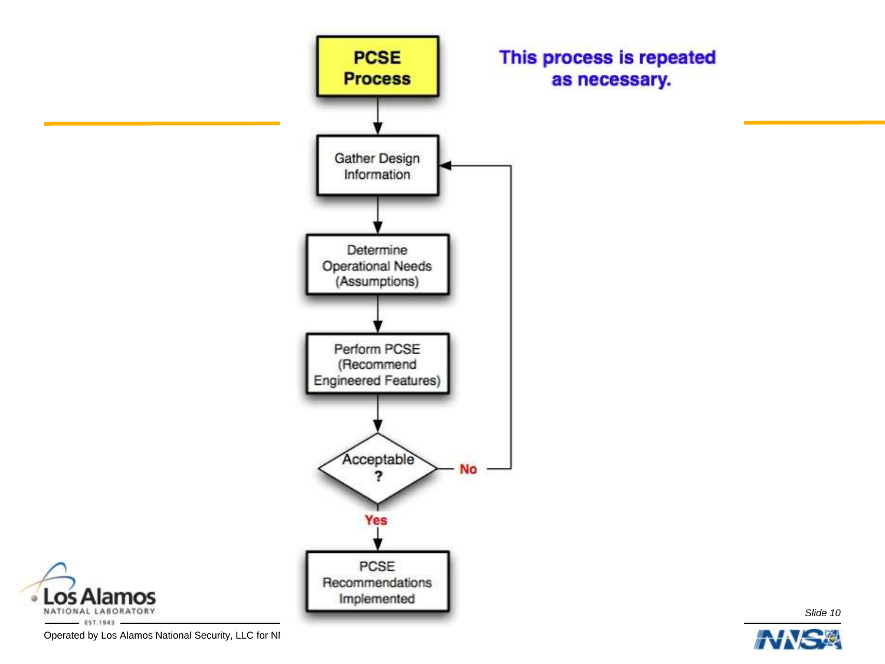**This process is repeated as necessary.**

**PCSE Process**

1. Gather Design Information
2. Determine Operational Needs (Assumptions)
3. Perform PCSE (Recommend Engineered Features)
4. Acceptable?
   - No → return to Gather Design Information
   - Yes → PCSE Recommendations Implemented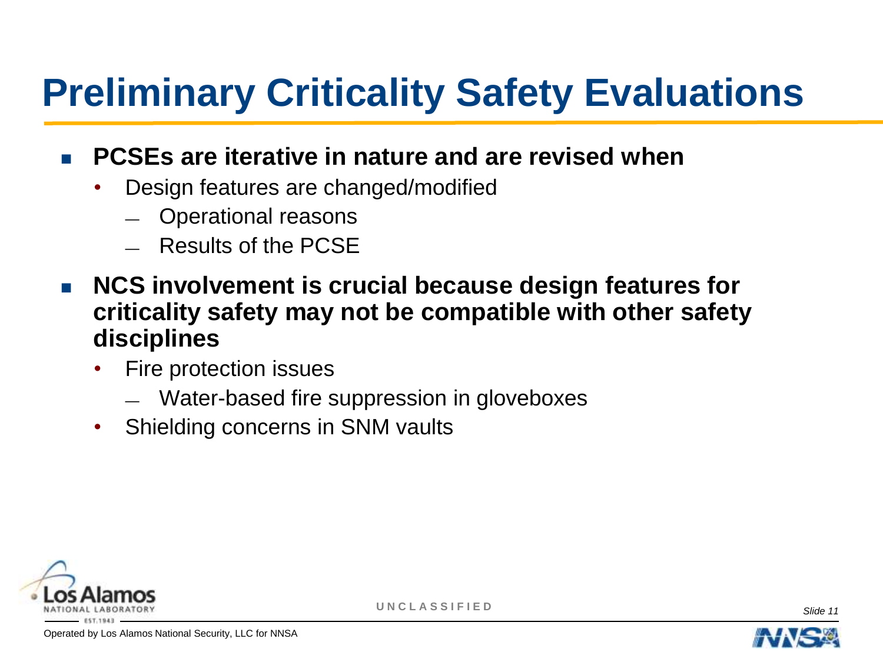# Preliminary Criticality Safety Evaluations

- **PCSEs are iterative in nature and are revised when**
  - Design features are changed/modified
    - Operational reasons
    - Results of the PCSE
- **NCS involvement is crucial because design features for criticality safety may not be compatible with other safety disciplines**
  - Fire protection issues
    - Water-based fire suppression in gloveboxes
  - Shielding concerns in SNM vaults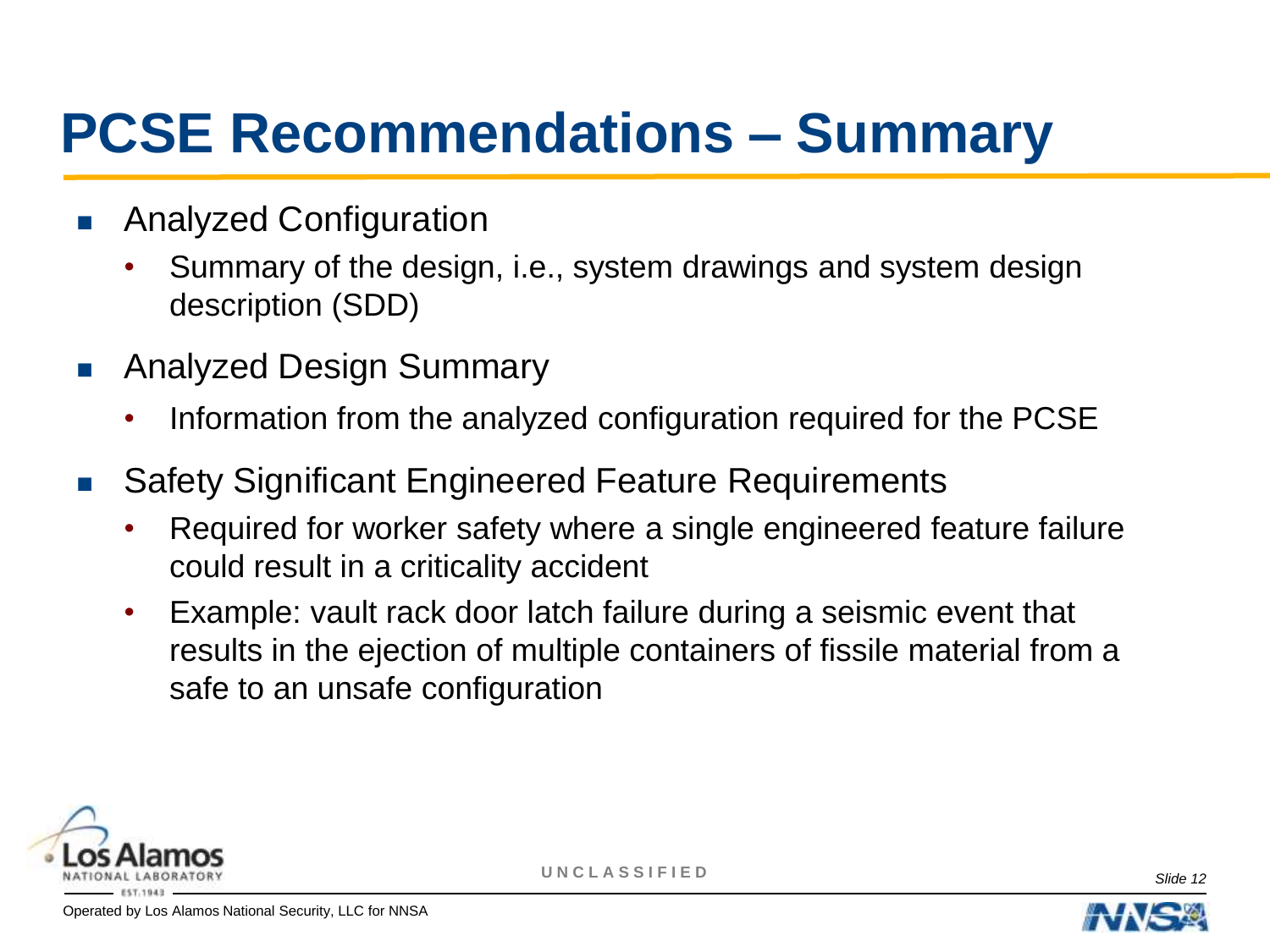# PCSE Recommendations – Summary

- Analyzed Configuration
  - Summary of the design, i.e., system drawings and system design description (SDD)
- Analyzed Design Summary
  - Information from the analyzed configuration required for the PCSE
- Safety Significant Engineered Feature Requirements
  - Required for worker safety where a single engineered feature failure could result in a criticality accident
  - Example: vault rack door latch failure during a seismic event that results in the ejection of multiple containers of fissile material from a safe to an unsafe configuration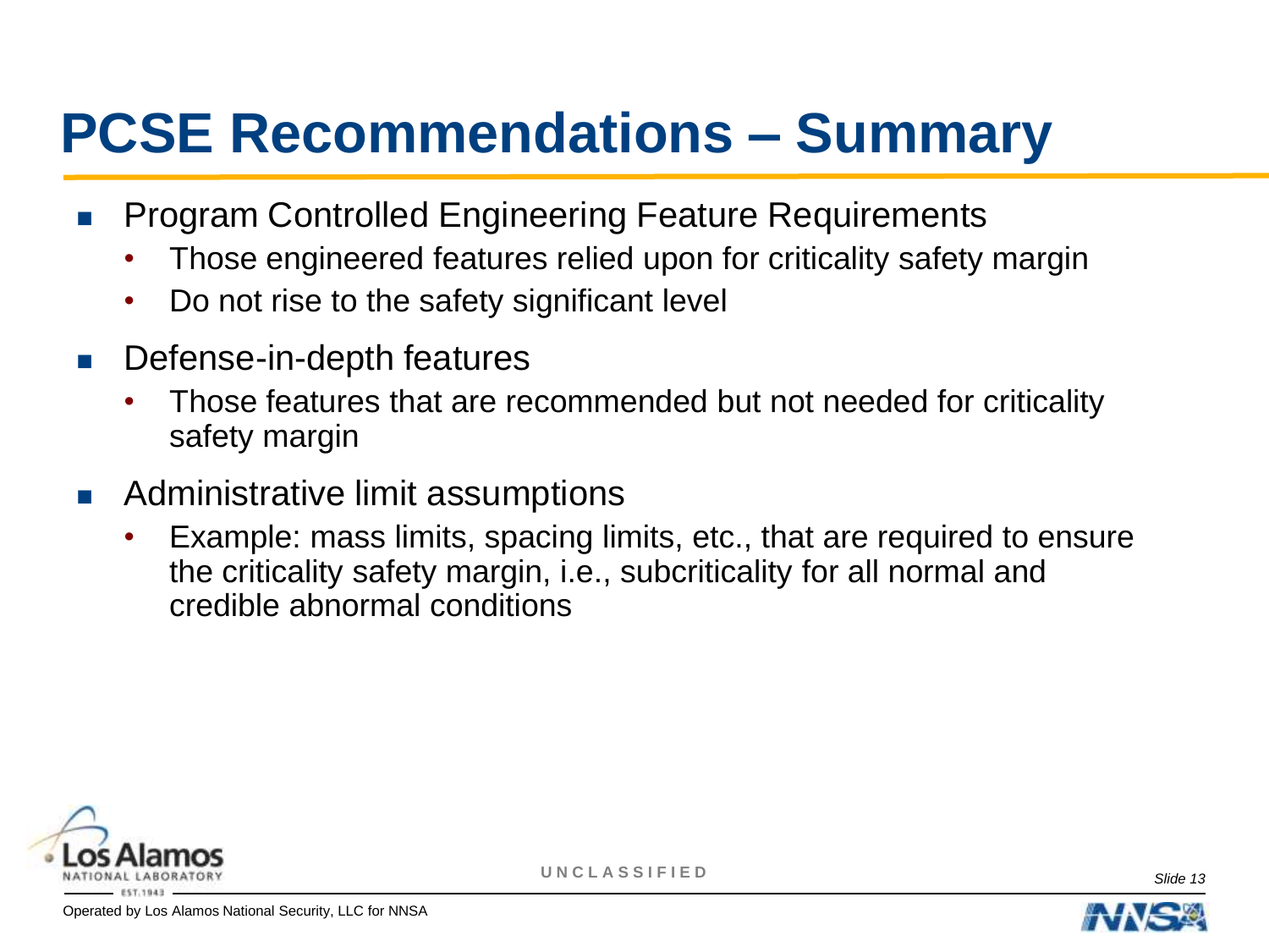# PCSE Recommendations – Summary

- Program Controlled Engineering Feature Requirements
  - Those engineered features relied upon for criticality safety margin
  - Do not rise to the safety significant level
- Defense-in-depth features
  - Those features that are recommended but not needed for criticality safety margin
- Administrative limit assumptions
  - Example: mass limits, spacing limits, etc., that are required to ensure the criticality safety margin, i.e., subcriticality for all normal and credible abnormal conditions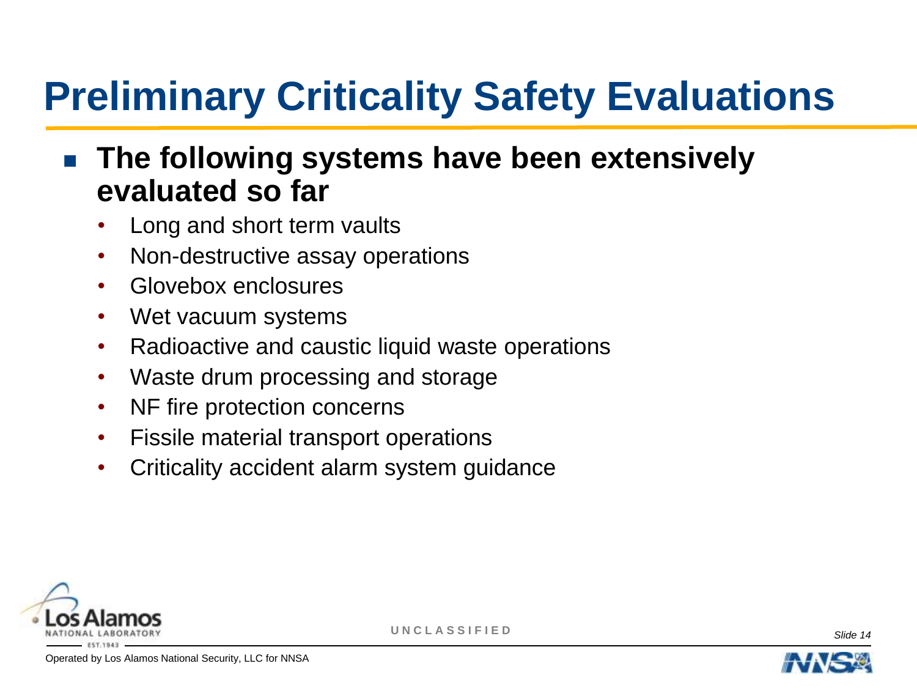# Preliminary Criticality Safety Evaluations

- **The following systems have been extensively evaluated so far**
  - Long and short term vaults
  - Non-destructive assay operations
  - Glovebox enclosures
  - Wet vacuum systems
  - Radioactive and caustic liquid waste operations
  - Waste drum processing and storage
  - NF fire protection concerns
  - Fissile material transport operations
  - Criticality accident alarm system guidance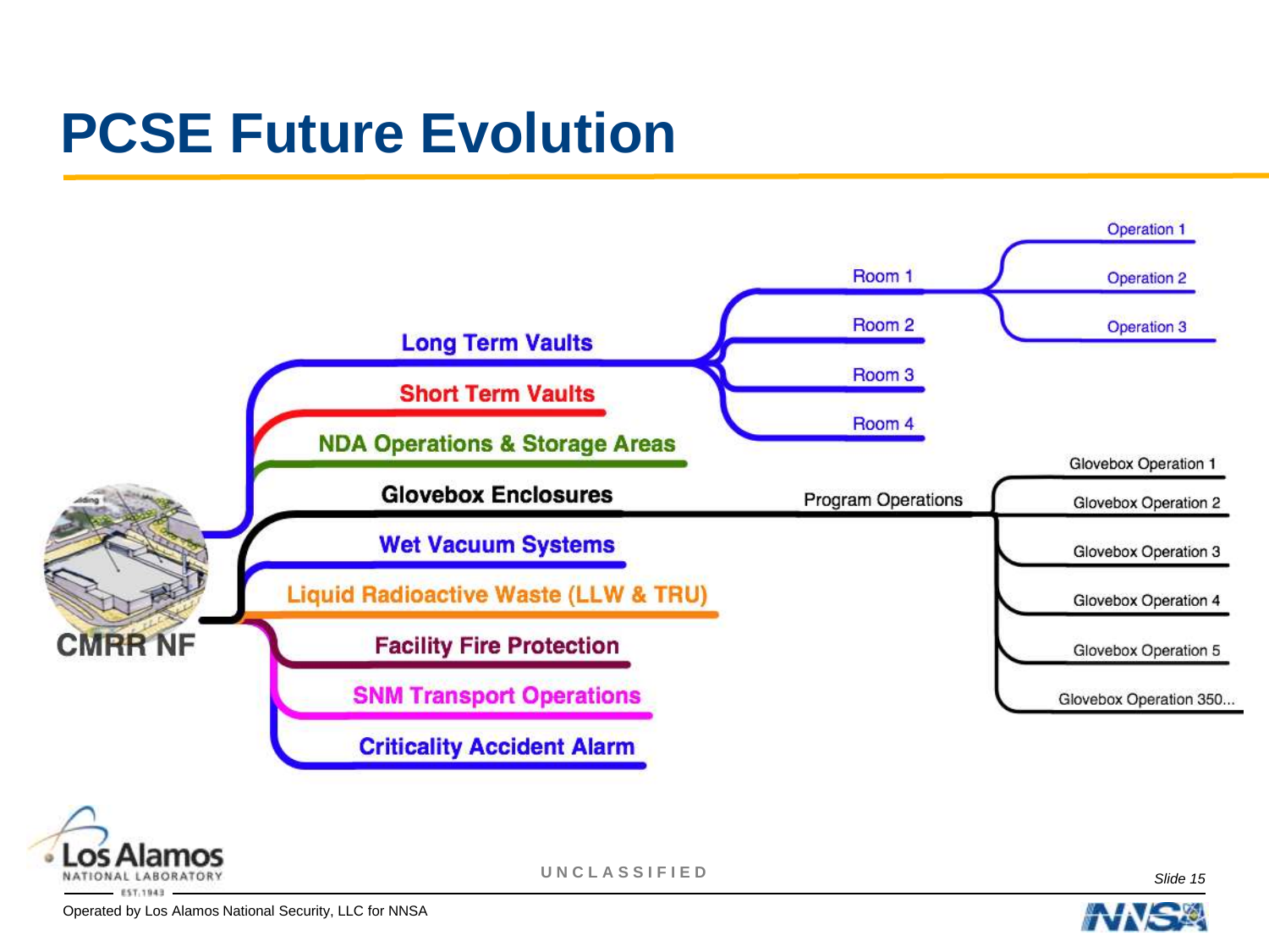# PCSE Future Evolution

- **CMRR NF**
  - Long Term Vaults
    - Room 1
      - Operation 1
      - Operation 2
      - Operation 3
    - Room 2
    - Room 3
    - Room 4
  - Short Term Vaults
  - NDA Operations & Storage Areas
  - Glovebox Enclosures
    - Program Operations
      - Glovebox Operation 1
      - Glovebox Operation 2
      - Glovebox Operation 3
      - Glovebox Operation 4
      - Glovebox Operation 5
      - Glovebox Operation 350...
  - Wet Vacuum Systems
  - Liquid Radioactive Waste (LLW & TRU)
  - Facility Fire Protection
  - SNM Transport Operations
  - Criticality Accident Alarm

UNCLASSIFIED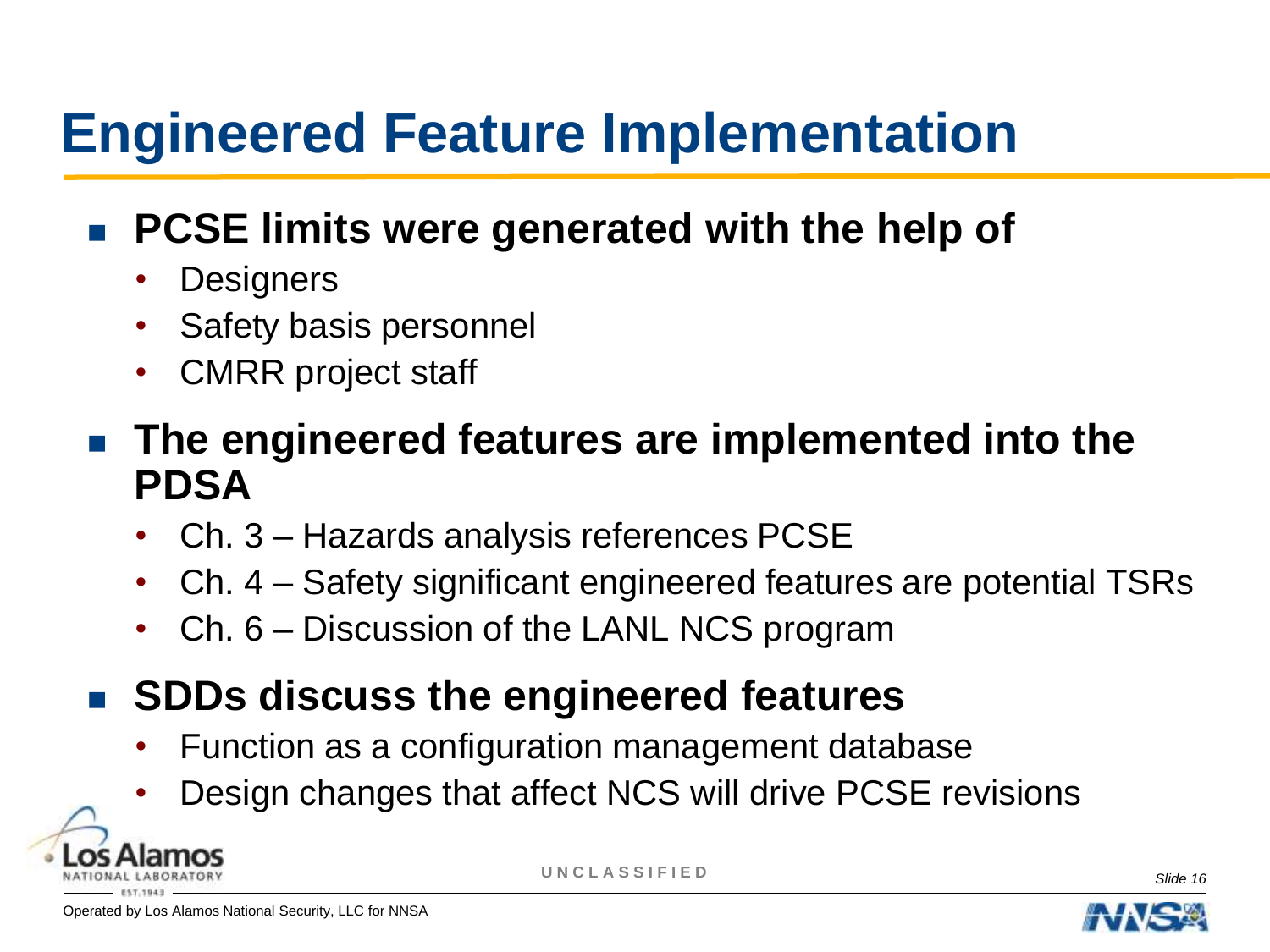# Engineered Feature Implementation

- **PCSE limits were generated with the help of**
  - Designers
  - Safety basis personnel
  - CMRR project staff
- **The engineered features are implemented into the PDSA**
  - Ch. 3 – Hazards analysis references PCSE
  - Ch. 4 – Safety significant engineered features are potential TSRs
  - Ch. 6 – Discussion of the LANL NCS program
- **SDDs discuss the engineered features**
  - Function as a configuration management database
  - Design changes that affect NCS will drive PCSE revisions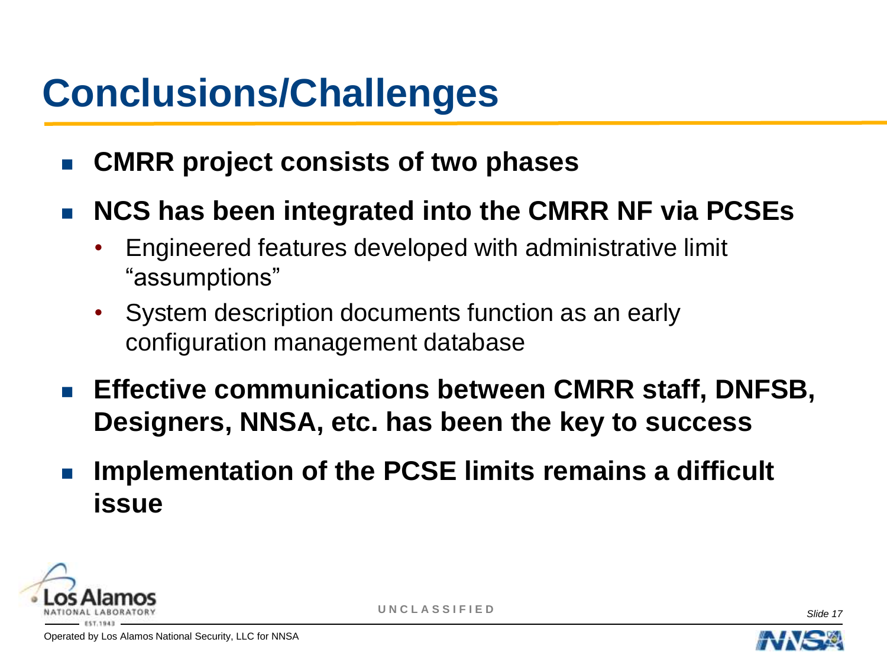# Conclusions/Challenges

- **CMRR project consists of two phases**
- **NCS has been integrated into the CMRR NF via PCSEs**
  - Engineered features developed with administrative limit "assumptions"
  - System description documents function as an early configuration management database
- **Effective communications between CMRR staff, DNFSB, Designers, NNSA, etc. has been the key to success**
- **Implementation of the PCSE limits remains a difficult issue**